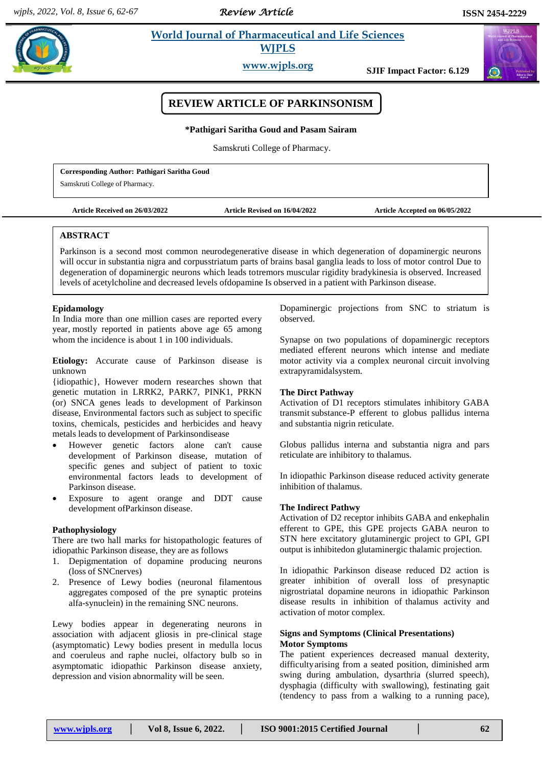# REVIEW ARTICLE OF PARKINSONISM

**\*Pathigari Saritha Goud and Pasam Sairam**

Samskruti College of Pharmacy.

**Corresponding Author: Pathigari Saritha Goud**
Samskruti College of Pharmacy.

**Article Received on 26/03/2022** **Article Revised on 16/04/2022** **Article Accepted on 06/05/2022**

## ABSTRACT

Parkinson is a second most common neurodegenerative disease in which degeneration of dopaminergic neurons will occur in substantia nigra and corpusstriatum parts of brains basal ganglia leads to loss of motor control Due to degeneration of dopaminergic neurons which leads totremors muscular rigidity bradykinesia is observed. Increased levels of acetylcholine and decreased levels ofdopamine Is observed in a patient with Parkinson disease.

### Epidamology

In India more than one million cases are reported every year, mostly reported in patients above age 65 among whom the incidence is about 1 in 100 individuals.

**Etiology:** Accurate cause of Parkinson disease is unknown {idiopathic}, However modern researches shown that genetic mutation in LRRK2, PARK7, PINK1, PRKN (or) SNCA genes leads to development of Parkinson disease, Environmental factors such as subject to specific toxins, chemicals, pesticides and herbicides and heavy metals leads to development of Parkinsondisease

- However genetic factors alone can't cause development of Parkinson disease, mutation of specific genes and subject of patient to toxic environmental factors leads to development of Parkinson disease.
- Exposure to agent orange and DDT cause development ofParkinson disease.

### Pathophysiology

There are two hall marks for histopathologic features of idiopathic Parkinson disease, they are as follows

1. Depigmentation of dopamine producing neurons (loss of SNCnerves)
2. Presence of Lewy bodies (neuronal filamentous aggregates composed of the pre synaptic proteins alfa-synuclein) in the remaining SNC neurons.

Lewy bodies appear in degenerating neurons in association with adjacent gliosis in pre-clinical stage (asymptomatic) Lewy bodies present in medulla locus and coeruleus and raphe nuclei, olfactory bulb so in asymptomatic idiopathic Parkinson disease anxiety, depression and vision abnormality will be seen.

Dopaminergic projections from SNC to striatum is observed.

Synapse on two populations of dopaminergic receptors mediated efferent neurons which intense and mediate motor activity via a complex neuronal circuit involving extrapyramidalsystem.

### The Dirct Pathway

Activation of D1 receptors stimulates inhibitory GABA transmit substance-P efferent to globus pallidus interna and substantia nigrin reticulate.

Globus pallidus interna and substantia nigra and pars reticulate are inhibitory to thalamus.

In idiopathic Parkinson disease reduced activity generate inhibition of thalamus.

### The Indirect Pathwy

Activation of D2 receptor inhibits GABA and enkephalin efferent to GPE, this GPE projects GABA neuron to STN here excitatory glutaminergic project to GPI, GPI output is inhibitedon glutaminergic thalamic projection.

In idiopathic Parkinson disease reduced D2 action is greater inhibition of overall loss of presynaptic nigrostriatal dopamine neurons in idiopathic Parkinson disease results in inhibition of thalamus activity and activation of motor complex.

### Signs and Symptoms (Clinical Presentations)

#### Motor Symptoms

The patient experiences decreased manual dexterity, difficultyarising from a seated position, diminished arm swing during ambulation, dysarthria (slurred speech), dysphagia (difficulty with swallowing), festinating gait (tendency to pass from a walking to a running pace),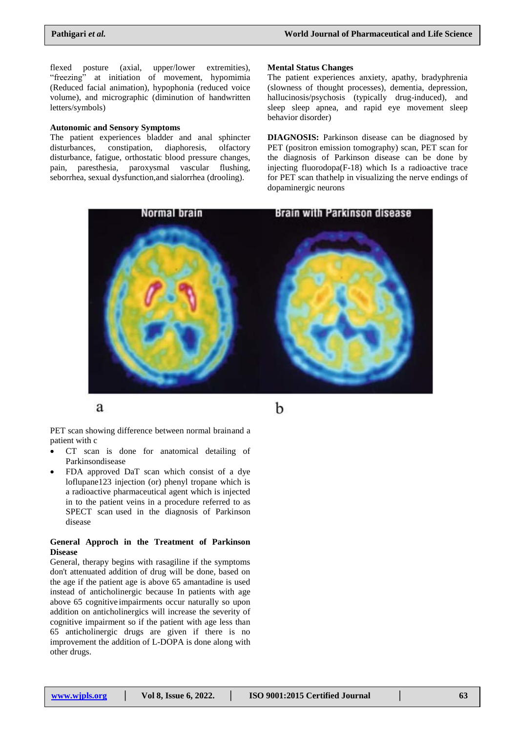flexed posture (axial, upper/lower extremities), "freezing" at initiation of movement, hypomimia (Reduced facial animation), hypophonia (reduced voice volume), and micrographic (diminution of handwritten letters/symbols)

**Autonomic and Sensory Symptoms**

The patient experiences bladder and anal sphincter disturbances, constipation, diaphoresis, olfactory disturbance, fatigue, orthostatic blood pressure changes, pain, paresthesia, paroxysmal vascular flushing, seborrhea, sexual dysfunction,and sialorrhea (drooling).

**Mental Status Changes**

The patient experiences anxiety, apathy, bradyphrenia (slowness of thought processes), dementia, depression, hallucinosis/psychosis (typically drug-induced), and sleep sleep apnea, and rapid eye movement sleep behavior disorder)

**DIAGNOSIS:** Parkinson disease can be diagnosed by PET (positron emission tomography) scan, PET scan for the diagnosis of Parkinson disease can be done by injecting fluorodopa(F-18) which Is a radioactive trace for PET scan thathelp in visualizing the nerve endings of dopaminergic neurons

PET scan showing difference between normal brainand a patient with c

- CT scan is done for anatomical detailing of Parkinsondisease
- FDA approved DaT scan which consist of a dye loflupane123 injection (or) phenyl tropane which is a radioactive pharmaceutical agent which is injected in to the patient veins in a procedure referred to as SPECT scan used in the diagnosis of Parkinson disease

**General Approch in the Treatment of Parkinson Disease**

General, therapy begins with rasagiline if the symptoms don't attenuated addition of drug will be done, based on the age if the patient age is above 65 amantadine is used instead of anticholinergic because In patients with age above 65 cognitive impairments occur naturally so upon addition on anticholinergics will increase the severity of cognitive impairment so if the patient with age less than 65 anticholinergic drugs are given if there is no improvement the addition of L-DOPA is done along with other drugs.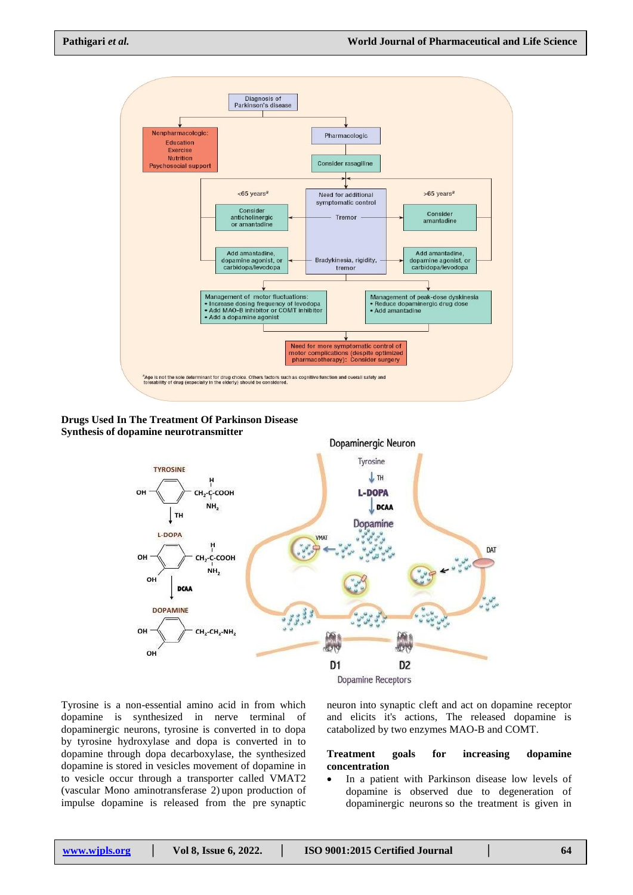**Drugs Used In The Treatment Of Parkinson Disease**

**Synthesis of dopamine neurotransmitter**

Tyrosine is a non-essential amino acid in from which dopamine is synthesized in nerve terminal of dopaminergic neurons, tyrosine is converted in to dopa by tyrosine hydroxylase and dopa is converted in to dopamine through dopa decarboxylase, the synthesized dopamine is stored in vesicles movement of dopamine in to vesicle occur through a transporter called VMAT2 (vascular Mono aminotransferase 2) upon production of impulse dopamine is released from the pre synaptic neuron into synaptic cleft and act on dopamine receptor and elicits it's actions, The released dopamine is catabolized by two enzymes MAO-B and COMT.

**Treatment goals for increasing dopamine concentration**

- In a patient with Parkinson disease low levels of dopamine is observed due to degeneration of dopaminergic neurons so the treatment is given in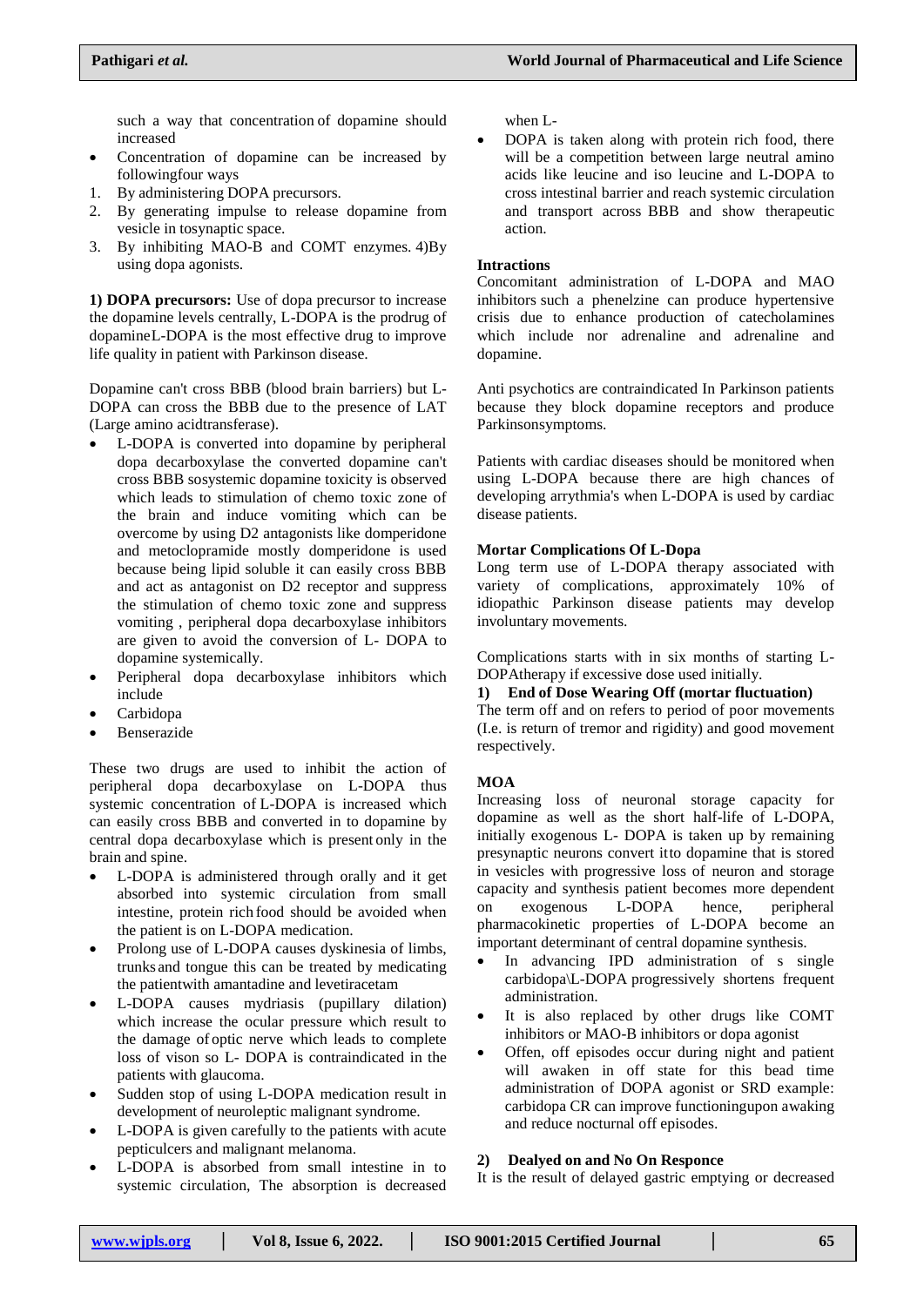such a way that concentration of dopamine should increased

- Concentration of dopamine can be increased by followingfour ways

1. By administering DOPA precursors.
2. By generating impulse to release dopamine from vesicle in tosynaptic space.
3. By inhibiting MAO-B and COMT enzymes. 4)By using dopa agonists.

**1) DOPA precursors:** Use of dopa precursor to increase the dopamine levels centrally, L-DOPA is the prodrug of dopamineL-DOPA is the most effective drug to improve life quality in patient with Parkinson disease.

Dopamine can't cross BBB (blood brain barriers) but L-DOPA can cross the BBB due to the presence of LAT (Large amino acidtransferase).

- L-DOPA is converted into dopamine by peripheral dopa decarboxylase the converted dopamine can't cross BBB sosystemic dopamine toxicity is observed which leads to stimulation of chemo toxic zone of the brain and induce vomiting which can be overcome by using D2 antagonists like domperidone and metoclopramide mostly domperidone is used because being lipid soluble it can easily cross BBB and act as antagonist on D2 receptor and suppress the stimulation of chemo toxic zone and suppress vomiting , peripheral dopa decarboxylase inhibitors are given to avoid the conversion of L- DOPA to dopamine systemically.
- Peripheral dopa decarboxylase inhibitors which include
- Carbidopa
- Benserazide

These two drugs are used to inhibit the action of peripheral dopa decarboxylase on L-DOPA thus systemic concentration of L-DOPA is increased which can easily cross BBB and converted in to dopamine by central dopa decarboxylase which is present only in the brain and spine.

- L-DOPA is administered through orally and it get absorbed into systemic circulation from small intestine, protein rich food should be avoided when the patient is on L-DOPA medication.
- Prolong use of L-DOPA causes dyskinesia of limbs, trunks and tongue this can be treated by medicating the patientwith amantadine and levetiracetam
- L-DOPA causes mydriasis (pupillary dilation) which increase the ocular pressure which result to the damage of optic nerve which leads to complete loss of vison so L- DOPA is contraindicated in the patients with glaucoma.
- Sudden stop of using L-DOPA medication result in development of neuroleptic malignant syndrome.
- L-DOPA is given carefully to the patients with acute pepticulcers and malignant melanoma.
- L-DOPA is absorbed from small intestine in to systemic circulation, The absorption is decreased when L-
- DOPA is taken along with protein rich food, there will be a competition between large neutral amino acids like leucine and iso leucine and L-DOPA to cross intestinal barrier and reach systemic circulation and transport across BBB and show therapeutic action.

**Intractions**

Concomitant administration of L-DOPA and MAO inhibitors such a phenelzine can produce hypertensive crisis due to enhance production of catecholamines which include nor adrenaline and adrenaline and dopamine.

Anti psychotics are contraindicated In Parkinson patients because they block dopamine receptors and produce Parkinsonsymptoms.

Patients with cardiac diseases should be monitored when using L-DOPA because there are high chances of developing arrythmia's when L-DOPA is used by cardiac disease patients.

**Mortar Complications Of L-Dopa**

Long term use of L-DOPA therapy associated with variety of complications, approximately 10% of idiopathic Parkinson disease patients may develop involuntary movements.

Complications starts with in six months of starting L-DOPAtherapy if excessive dose used initially.

**1) End of Dose Wearing Off (mortar fluctuation)**

The term off and on refers to period of poor movements (I.e. is return of tremor and rigidity) and good movement respectively.

**MOA**

Increasing loss of neuronal storage capacity for dopamine as well as the short half-life of L-DOPA, initially exogenous L- DOPA is taken up by remaining presynaptic neurons convert itto dopamine that is stored in vesicles with progressive loss of neuron and storage capacity and synthesis patient becomes more dependent on exogenous L-DOPA hence, peripheral pharmacokinetic properties of L-DOPA become an important determinant of central dopamine synthesis.

- In advancing IPD administration of s single carbidopa\L-DOPA progressively shortens frequent administration.
- It is also replaced by other drugs like COMT inhibitors or MAO-B inhibitors or dopa agonist
- Offen, off episodes occur during night and patient will awaken in off state for this bead time administration of DOPA agonist or SRD example: carbidopa CR can improve functioningupon awaking and reduce nocturnal off episodes.

**2) Dealyed on and No On Responce**

It is the result of delayed gastric emptying or decreased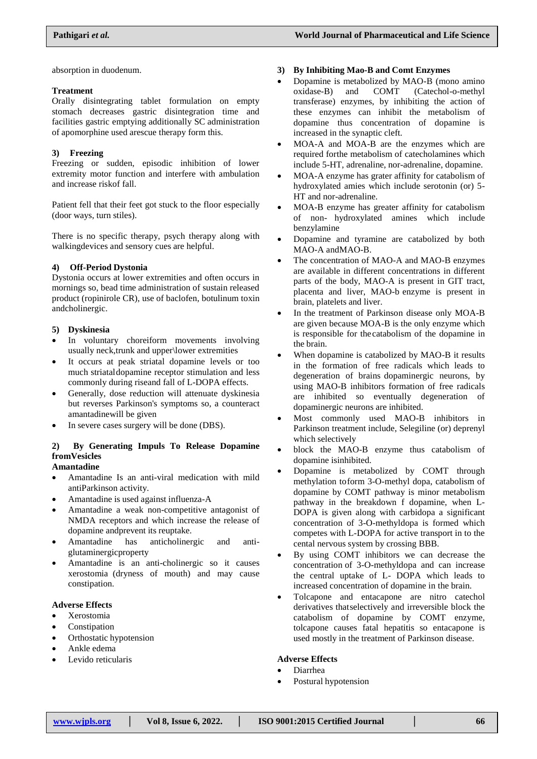absorption in duodenum.

**Treatment**

Orally disintegrating tablet formulation on empty stomach decreases gastric disintegration time and facilities gastric emptying additionally SC administration of apomorphine used arescue therapy form this.

**3) Freezing**

Freezing or sudden, episodic inhibition of lower extremity motor function and interfere with ambulation and increase riskof fall.

Patient fell that their feet got stuck to the floor especially (door ways, turn stiles).

There is no specific therapy, psych therapy along with walkingdevices and sensory cues are helpful.

**4) Off-Period Dystonia**

Dystonia occurs at lower extremities and often occurs in mornings so, bead time administration of sustain released product (ropinirole CR), use of baclofen, botulinum toxin andcholinergic.

**5) Dyskinesia**

- In voluntary choreiform movements involving usually neck,trunk and upper\lower extremities
- It occurs at peak striatal dopamine levels or too much striataldopamine receptor stimulation and less commonly during riseand fall of L-DOPA effects.
- Generally, dose reduction will attenuate dyskinesia but reverses Parkinson's symptoms so, a counteract amantadinewill be given
- In severe cases surgery will be done (DBS).

**2) By Generating Impuls To Release Dopamine fromVesicles**

**Amantadine**

- Amantadine Is an anti-viral medication with mild antiParkinson activity.
- Amantadine is used against influenza-A
- Amantadine a weak non-competitive antagonist of NMDA receptors and which increase the release of dopamine andprevent its reuptake.
- Amantadine has anticholinergic and anti-glutaminergicproperty
- Amantadine is an anti-cholinergic so it causes xerostomia (dryness of mouth) and may cause constipation.

**Adverse Effects**

- Xerostomia
- Constipation
- Orthostatic hypotension
- Ankle edema
- Levido reticularis

**3) By Inhibiting Mao-B and Comt Enzymes**

- Dopamine is metabolized by MAO-B (mono amino oxidase-B) and COMT (Catechol-o-methyl transferase) enzymes, by inhibiting the action of these enzymes can inhibit the metabolism of dopamine thus concentration of dopamine is increased in the synaptic cleft.
- MOA-A and MOA-B are the enzymes which are required forthe metabolism of catecholamines which include 5-HT, adrenaline, nor-adrenaline, dopamine.
- MOA-A enzyme has grater affinity for catabolism of hydroxylated amies which include serotonin (or) 5-HT and nor-adrenaline.
- MOA-B enzyme has greater affinity for catabolism of non- hydroxylated amines which include benzylamine
- Dopamine and tyramine are catabolized by both MAO-A andMAO-B.
- The concentration of MAO-A and MAO-B enzymes are available in different concentrations in different parts of the body, MAO-A is present in GIT tract, placenta and liver, MAO-b enzyme is present in brain, platelets and liver.
- In the treatment of Parkinson disease only MOA-B are given because MOA-B is the only enzyme which is responsible for thecatabolism of the dopamine in the brain.
- When dopamine is catabolized by MAO-B it results in the formation of free radicals which leads to degeneration of brains dopaminergic neurons, by using MAO-B inhibitors formation of free radicals are inhibited so eventually degeneration of dopaminergic neurons are inhibited.
- Most commonly used MAO-B inhibitors in Parkinson treatment include, Selegiline (or) deprenyl which selectively
- block the MAO-B enzyme thus catabolism of dopamine isinhibited.
- Dopamine is metabolized by COMT through methylation toform 3-O-methyl dopa, catabolism of dopamine by COMT pathway is minor metabolism pathway in the breakdown f dopamine, when L-DOPA is given along with carbidopa a significant concentration of 3-O-methyldopa is formed which competes with L-DOPA for active transport in to the cental nervous system by crossing BBB.
- By using COMT inhibitors we can decrease the concentration of 3-O-methyldopa and can increase the central uptake of L- DOPA which leads to increased concentration of dopamine in the brain.
- Tolcapone and entacapone are nitro catechol derivatives thatselectively and irreversible block the catabolism of dopamine by COMT enzyme, tolcapone causes fatal hepatitis so entacapone is used mostly in the treatment of Parkinson disease.

**Adverse Effects**

- Diarrhea
- Postural hypotension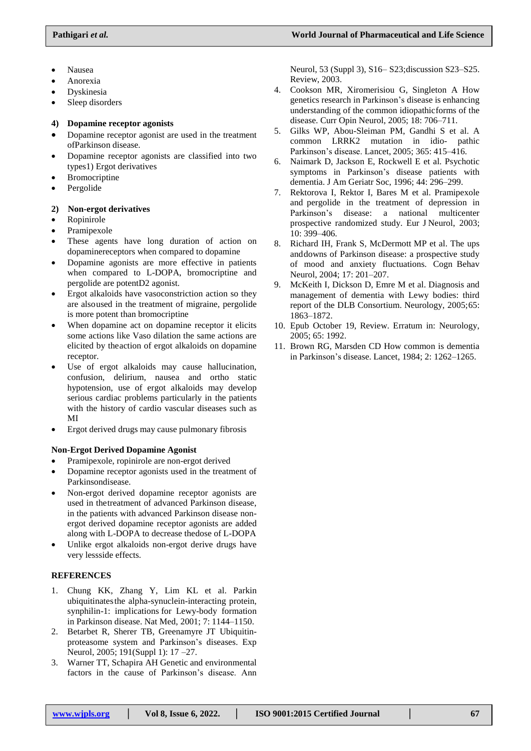- Nausea
- Anorexia
- Dyskinesia
- Sleep disorders

**4) Dopamine receptor agonists**

- Dopamine receptor agonist are used in the treatment ofParkinson disease.
- Dopamine receptor agonists are classified into two types1) Ergot derivatives
- Bromocriptine
- Pergolide

**2) Non-ergot derivatives**

- Ropinirole
- Pramipexole
- These agents have long duration of action on dopaminereceptors when compared to dopamine
- Dopamine agonists are more effective in patients when compared to L-DOPA, bromocriptine and pergolide are potentD2 agonist.
- Ergot alkaloids have vasoconstriction action so they are alsoused in the treatment of migraine, pergolide is more potent than bromocriptine
- When dopamine act on dopamine receptor it elicits some actions like Vaso dilation the same actions are elicited by theaction of ergot alkaloids on dopamine receptor.
- Use of ergot alkaloids may cause hallucination, confusion, delirium, nausea and ortho static hypotension, use of ergot alkaloids may develop serious cardiac problems particularly in the patients with the history of cardio vascular diseases such as MI
- Ergot derived drugs may cause pulmonary fibrosis

**Non-Ergot Derived Dopamine Agonist**

- Pramipexole, ropinirole are non-ergot derived
- Dopamine receptor agonists used in the treatment of Parkinsondisease.
- Non-ergot derived dopamine receptor agonists are used in thetreatment of advanced Parkinson disease, in the patients with advanced Parkinson disease non-ergot derived dopamine receptor agonists are added along with L-DOPA to decrease thedose of L-DOPA
- Unlike ergot alkaloids non-ergot derive drugs have very lessside effects.

## REFERENCES

1. Chung KK, Zhang Y, Lim KL et al. Parkin ubiquitinatesthe alpha-synuclein-interacting protein, synphilin-1: implications for Lewy-body formation in Parkinson disease. Nat Med, 2001; 7: 1144–1150.
2. Betarbet R, Sherer TB, Greenamyre JT Ubiquitin-proteasome system and Parkinson's diseases. Exp Neurol, 2005; 191(Suppl 1): 17 –27.
3. Warner TT, Schapira AH Genetic and environmental factors in the cause of Parkinson's disease. Ann Neurol, 53 (Suppl 3), S16– S23;discussion S23–S25. Review, 2003.
4. Cookson MR, Xiromerisiou G, Singleton A How genetics research in Parkinson's disease is enhancing understanding of the common idiopathicforms of the disease. Curr Opin Neurol, 2005; 18: 706–711.
5. Gilks WP, Abou-Sleiman PM, Gandhi S et al. A common LRRK2 mutation in idio- pathic Parkinson's disease. Lancet, 2005; 365: 415–416.
6. Naimark D, Jackson E, Rockwell E et al. Psychotic symptoms in Parkinson's disease patients with dementia. J Am Geriatr Soc, 1996; 44: 296–299.
7. Rektorova I, Rektor I, Bares M et al. Pramipexole and pergolide in the treatment of depression in Parkinson's disease: a national multicenter prospective randomized study. Eur J Neurol, 2003; 10: 399–406.
8. Richard IH, Frank S, McDermott MP et al. The ups anddowns of Parkinson disease: a prospective study of mood and anxiety fluctuations. Cogn Behav Neurol, 2004; 17: 201–207.
9. McKeith I, Dickson D, Emre M et al. Diagnosis and management of dementia with Lewy bodies: third report of the DLB Consortium. Neurology, 2005;65: 1863–1872.
10. Epub October 19, Review. Erratum in: Neurology, 2005; 65: 1992.
11. Brown RG, Marsden CD How common is dementia in Parkinson's disease. Lancet, 1984; 2: 1262–1265.